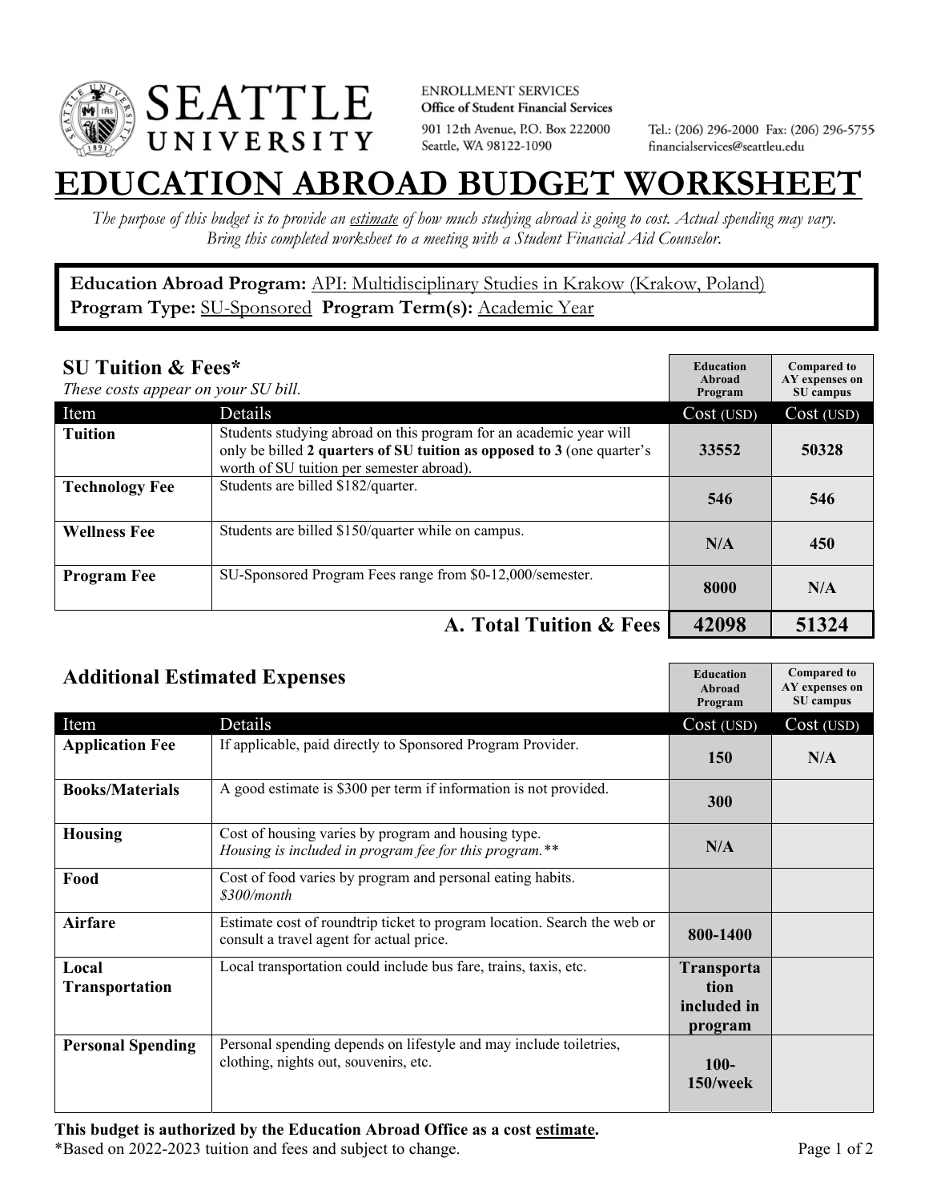SEATTLE UNIVERSITY

ENROLLMENT SERVICES
**Office of Student Financial Services**
901 12th Avenue, P.O. Box 222000
Seattle, WA 98122-1090

Tel.: (206) 296-2000 Fax: (206) 296-5755
financialservices@seattleu.edu

# EDUCATION ABROAD BUDGET WORKSHEET

*The purpose of this budget is to provide an estimate of how much studying abroad is going to cost. Actual spending may vary. Bring this completed worksheet to a meeting with a Student Financial Aid Counselor.*

**Education Abroad Program:** API: Multidisciplinary Studies in Krakow (Krakow, Poland)
**Program Type:** SU-Sponsored **Program Term(s):** Academic Year

## SU Tuition & Fees*

*These costs appear on your SU bill.*

| Item | Details | Education Abroad Program Cost (USD) | Compared to AY expenses on SU campus Cost (USD) |
|---|---|---|---|
| **Tuition** | Students studying abroad on this program for an academic year will only be billed **2 quarters of SU tuition as opposed to 3** (one quarter's worth of SU tuition per semester abroad). | 33552 | 50328 |
| **Technology Fee** | Students are billed $182/quarter. | 546 | 546 |
| **Wellness Fee** | Students are billed $150/quarter while on campus. | N/A | 450 |
| **Program Fee** | SU-Sponsored Program Fees range from $0-12,000/semester. | 8000 | N/A |
| | **A. Total Tuition & Fees** | **42098** | **51324** |

## Additional Estimated Expenses

| Item | Details | Education Abroad Program Cost (USD) | Compared to AY expenses on SU campus Cost (USD) |
|---|---|---|---|
| **Application Fee** | If applicable, paid directly to Sponsored Program Provider. | 150 | N/A |
| **Books/Materials** | A good estimate is $300 per term if information is not provided. | 300 | |
| **Housing** | Cost of housing varies by program and housing type. *Housing is included in program fee for this program.*** | N/A | |
| **Food** | Cost of food varies by program and personal eating habits. *$300/month* | | |
| **Airfare** | Estimate cost of roundtrip ticket to program location. Search the web or consult a travel agent for actual price. | 800-1400 | |
| **Local Transportation** | Local transportation could include bus fare, trains, taxis, etc. | **Transportation included in program** | |
| **Personal Spending** | Personal spending depends on lifestyle and may include toiletries, clothing, nights out, souvenirs, etc. | **100-150/week** | |

**This budget is authorized by the Education Abroad Office as a cost estimate.**
*Based on 2022-2023 tuition and fees and subject to change.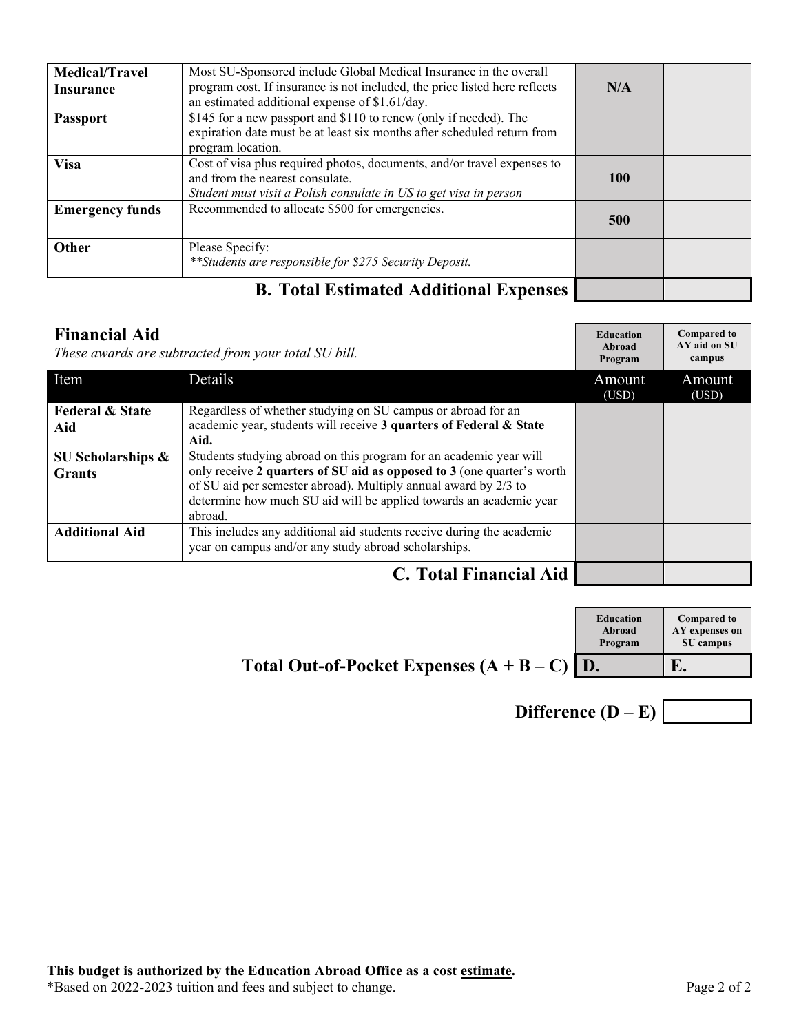| | | | |
|---|---|---|---|
| **Medical/Travel Insurance** | Most SU-Sponsored include Global Medical Insurance in the overall program cost. If insurance is not included, the price listed here reflects an estimated additional expense of $1.61/day. | **N/A** | |
| **Passport** | $145 for a new passport and $110 to renew (only if needed). The expiration date must be at least six months after scheduled return from program location. | | |
| **Visa** | Cost of visa plus required photos, documents, and/or travel expenses to and from the nearest consulate. *Student must visit a Polish consulate in US to get visa in person* | **100** | |
| **Emergency funds** | Recommended to allocate $500 for emergencies. | **500** | |
| **Other** | Please Specify: *\*\*Students are responsible for $275 Security Deposit.* | | |
| | **B. Total Estimated Additional Expenses** | | |

## Financial Aid

*These awards are subtracted from your total SU bill.*

| | | **Education Abroad Program** | **Compared to AY aid on SU campus** |
|---|---|---|---|
| Item | Details | Amount (USD) | Amount (USD) |
| **Federal & State Aid** | Regardless of whether studying on SU campus or abroad for an academic year, students will receive **3 quarters of Federal & State Aid.** | | |
| **SU Scholarships & Grants** | Students studying abroad on this program for an academic year will only receive **2 quarters of SU aid as opposed to 3** (one quarter's worth of SU aid per semester abroad). Multiply annual award by 2/3 to determine how much SU aid will be applied towards an academic year abroad. | | |
| **Additional Aid** | This includes any additional aid students receive during the academic year on campus and/or any study abroad scholarships. | | |
| | **C. Total Financial Aid** | | |

| | **Education Abroad Program** | **Compared to AY expenses on SU campus** |
|---|---|---|
| **Total Out-of-Pocket Expenses (A + B – C)** | **D.** | **E.** |

**Difference (D – E)**

**This budget is authorized by the Education Abroad Office as a cost estimate.**

\*Based on 2022-2023 tuition and fees and subject to change.